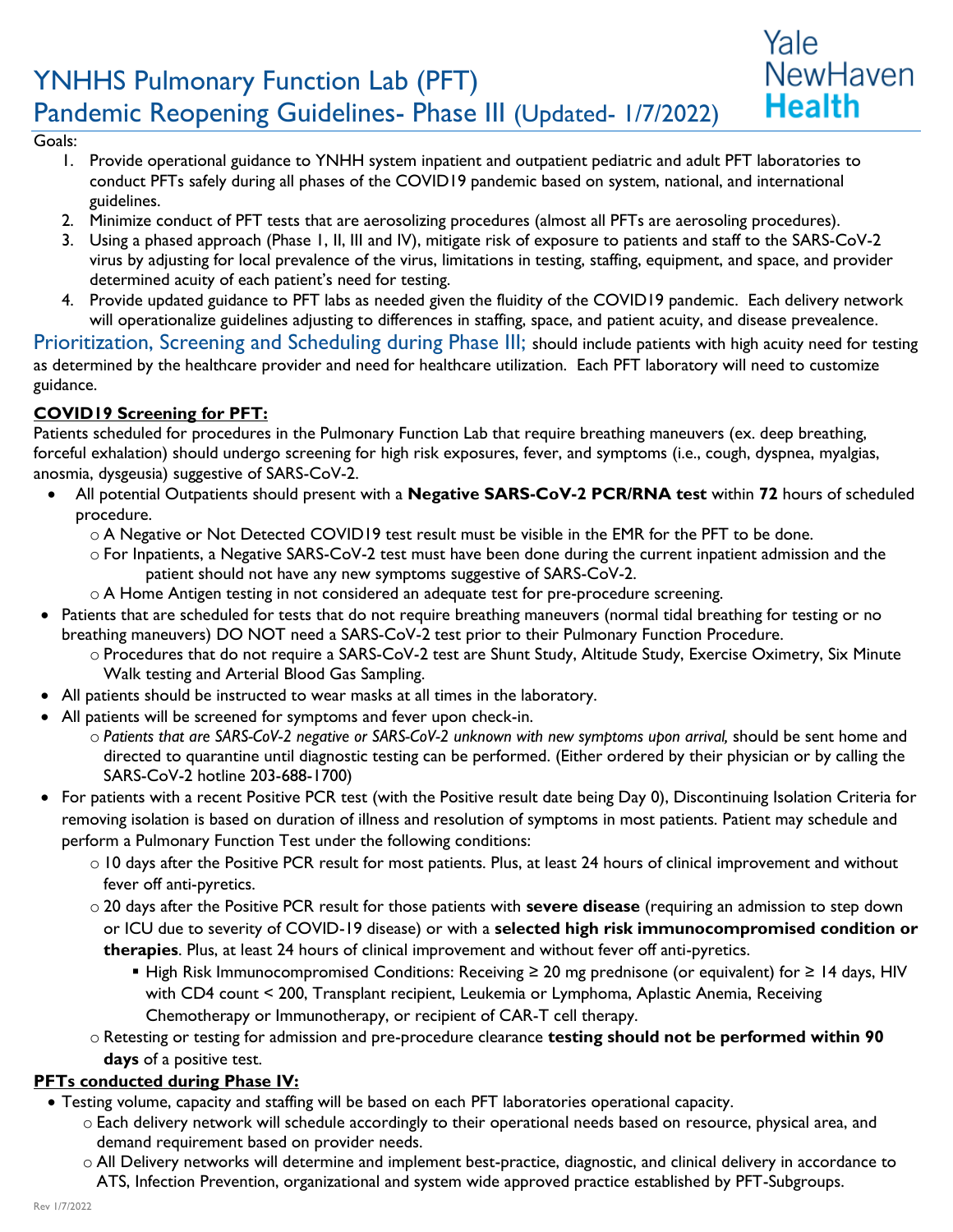# YNHHS Pulmonary Function Lab (PFT)

## Pandemic Reopening Guidelines- Phase III (Updated- 1/7/2022)

Yale NewHaven **Health**

Goals:

1. Provide operational guidance to YNHH system inpatient and outpatient pediatric and adult PFT laboratories to conduct PFTs safely during all phases of the COVID19 pandemic based on system, national, and international guidelines.
2. Minimize conduct of PFT tests that are aerosolizing procedures (almost all PFTs are aerosoling procedures).
3. Using a phased approach (Phase 1, II, III and IV), mitigate risk of exposure to patients and staff to the SARS-CoV-2 virus by adjusting for local prevalence of the virus, limitations in testing, staffing, equipment, and space, and provider determined acuity of each patient's need for testing.
4. Provide updated guidance to PFT labs as needed given the fluidity of the COVID19 pandemic. Each delivery network will operationalize guidelines adjusting to differences in staffing, space, and patient acuity, and disease prevealence.

## Prioritization, Screening and Scheduling during Phase III;

should include patients with high acuity need for testing as determined by the healthcare provider and need for healthcare utilization. Each PFT laboratory will need to customize guidance.

**COVID19 Screening for PFT:**

Patients scheduled for procedures in the Pulmonary Function Lab that require breathing maneuvers (ex. deep breathing, forceful exhalation) should undergo screening for high risk exposures, fever, and symptoms (i.e., cough, dyspnea, myalgias, anosmia, dysgeusia) suggestive of SARS-CoV-2.

- All potential Outpatients should present with a **Negative SARS-CoV-2 PCR/RNA test** within **72** hours of scheduled procedure.
  - A Negative or Not Detected COVID19 test result must be visible in the EMR for the PFT to be done.
  - For Inpatients, a Negative SARS-CoV-2 test must have been done during the current inpatient admission and the patient should not have any new symptoms suggestive of SARS-CoV-2.
  - A Home Antigen testing in not considered an adequate test for pre-procedure screening.
- Patients that are scheduled for tests that do not require breathing maneuvers (normal tidal breathing for testing or no breathing maneuvers) DO NOT need a SARS-CoV-2 test prior to their Pulmonary Function Procedure.
  - Procedures that do not require a SARS-CoV-2 test are Shunt Study, Altitude Study, Exercise Oximetry, Six Minute Walk testing and Arterial Blood Gas Sampling.
- All patients should be instructed to wear masks at all times in the laboratory.
- All patients will be screened for symptoms and fever upon check-in.
  - *Patients that are SARS-CoV-2 negative or SARS-CoV-2 unknown with new symptoms upon arrival,* should be sent home and directed to quarantine until diagnostic testing can be performed. (Either ordered by their physician or by calling the SARS-CoV-2 hotline 203-688-1700)
- For patients with a recent Positive PCR test (with the Positive result date being Day 0), Discontinuing Isolation Criteria for removing isolation is based on duration of illness and resolution of symptoms in most patients. Patient may schedule and perform a Pulmonary Function Test under the following conditions:
  - 10 days after the Positive PCR result for most patients. Plus, at least 24 hours of clinical improvement and without fever off anti-pyretics.
  - 20 days after the Positive PCR result for those patients with **severe disease** (requiring an admission to step down or ICU due to severity of COVID-19 disease) or with a **selected high risk immunocompromised condition or therapies**. Plus, at least 24 hours of clinical improvement and without fever off anti-pyretics.
    - High Risk Immunocompromised Conditions: Receiving ≥ 20 mg prednisone (or equivalent) for ≥ 14 days, HIV with CD4 count < 200, Transplant recipient, Leukemia or Lymphoma, Aplastic Anemia, Receiving Chemotherapy or Immunotherapy, or recipient of CAR-T cell therapy.
  - Retesting or testing for admission and pre-procedure clearance **testing should not be performed within 90 days** of a positive test.

**PFTs conducted during Phase IV:**

- Testing volume, capacity and staffing will be based on each PFT laboratories operational capacity.
  - Each delivery network will schedule accordingly to their operational needs based on resource, physical area, and demand requirement based on provider needs.
  - All Delivery networks will determine and implement best-practice, diagnostic, and clinical delivery in accordance to ATS, Infection Prevention, organizational and system wide approved practice established by PFT-Subgroups.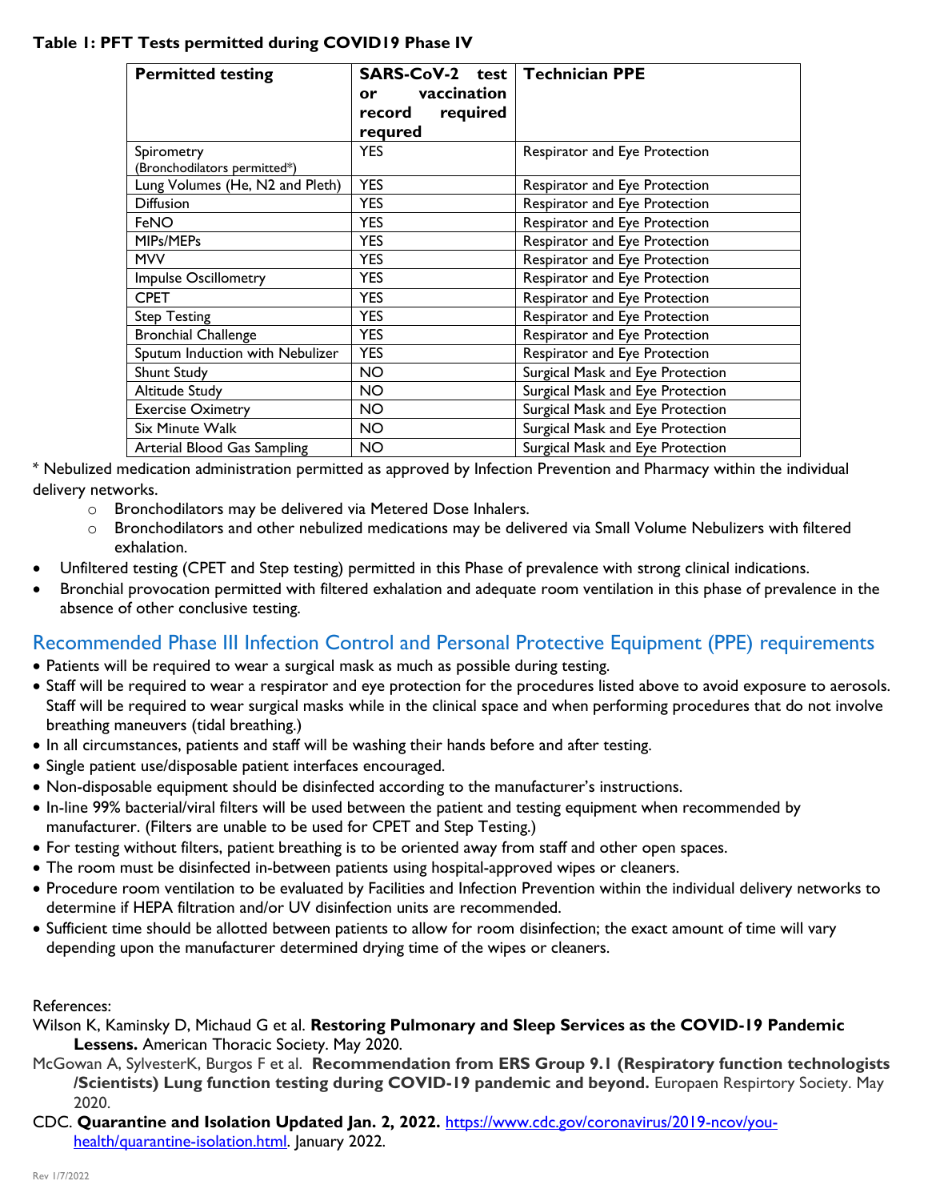**Table 1: PFT Tests permitted during COVID19 Phase IV**

| Permitted testing | SARS-CoV-2 test or vaccination record required requred | Technician PPE |
|---|---|---|
| Spirometry (Bronchodilators permitted*) | YES | Respirator and Eye Protection |
| Lung Volumes (He, N2 and Pleth) | YES | Respirator and Eye Protection |
| Diffusion | YES | Respirator and Eye Protection |
| FeNO | YES | Respirator and Eye Protection |
| MIPs/MEPs | YES | Respirator and Eye Protection |
| MVV | YES | Respirator and Eye Protection |
| Impulse Oscillometry | YES | Respirator and Eye Protection |
| CPET | YES | Respirator and Eye Protection |
| Step Testing | YES | Respirator and Eye Protection |
| Bronchial Challenge | YES | Respirator and Eye Protection |
| Sputum Induction with Nebulizer | YES | Respirator and Eye Protection |
| Shunt Study | NO | Surgical Mask and Eye Protection |
| Altitude Study | NO | Surgical Mask and Eye Protection |
| Exercise Oximetry | NO | Surgical Mask and Eye Protection |
| Six Minute Walk | NO | Surgical Mask and Eye Protection |
| Arterial Blood Gas Sampling | NO | Surgical Mask and Eye Protection |

* Nebulized medication administration permitted as approved by Infection Prevention and Pharmacy within the individual delivery networks.
  - Bronchodilators may be delivered via Metered Dose Inhalers.
  - Bronchodilators and other nebulized medications may be delivered via Small Volume Nebulizers with filtered exhalation.

- Unfiltered testing (CPET and Step testing) permitted in this Phase of prevalence with strong clinical indications.
- Bronchial provocation permitted with filtered exhalation and adequate room ventilation in this phase of prevalence in the absence of other conclusive testing.

## Recommended Phase III Infection Control and Personal Protective Equipment (PPE) requirements

- Patients will be required to wear a surgical mask as much as possible during testing.
- Staff will be required to wear a respirator and eye protection for the procedures listed above to avoid exposure to aerosols. Staff will be required to wear surgical masks while in the clinical space and when performing procedures that do not involve breathing maneuvers (tidal breathing.)
- In all circumstances, patients and staff will be washing their hands before and after testing.
- Single patient use/disposable patient interfaces encouraged.
- Non-disposable equipment should be disinfected according to the manufacturer's instructions.
- In-line 99% bacterial/viral filters will be used between the patient and testing equipment when recommended by manufacturer. (Filters are unable to be used for CPET and Step Testing.)
- For testing without filters, patient breathing is to be oriented away from staff and other open spaces.
- The room must be disinfected in-between patients using hospital-approved wipes or cleaners.
- Procedure room ventilation to be evaluated by Facilities and Infection Prevention within the individual delivery networks to determine if HEPA filtration and/or UV disinfection units are recommended.
- Sufficient time should be allotted between patients to allow for room disinfection; the exact amount of time will vary depending upon the manufacturer determined drying time of the wipes or cleaners.

References:

Wilson K, Kaminsky D, Michaud G et al. **Restoring Pulmonary and Sleep Services as the COVID-19 Pandemic Lessens.** American Thoracic Society. May 2020.

McGowan A, SylvesterK, Burgos F et al. **Recommendation from ERS Group 9.1 (Respiratory function technologists /Scientists) Lung function testing during COVID-19 pandemic and beyond.** Europaen Respirtory Society. May 2020.

CDC. **Quarantine and Isolation Updated Jan. 2, 2022.** https://www.cdc.gov/coronavirus/2019-ncov/your-health/quarantine-isolation.html. January 2022.

Rev 1/7/2022